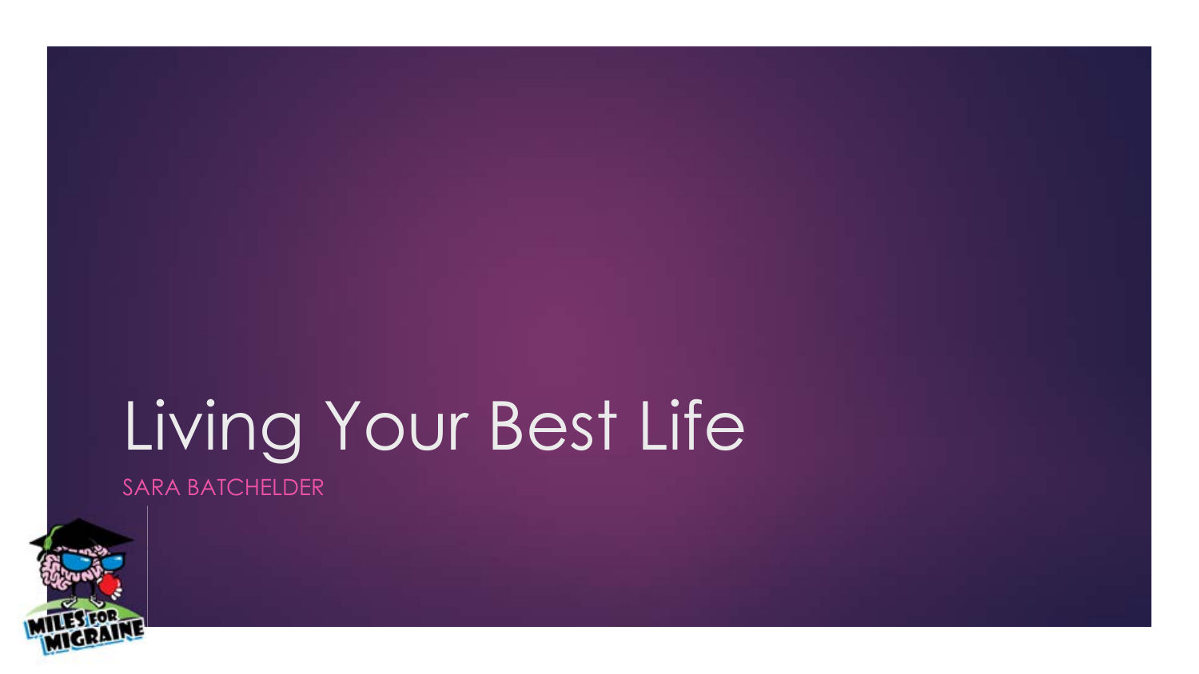# Living Your Best Life

SARA BATCHELDER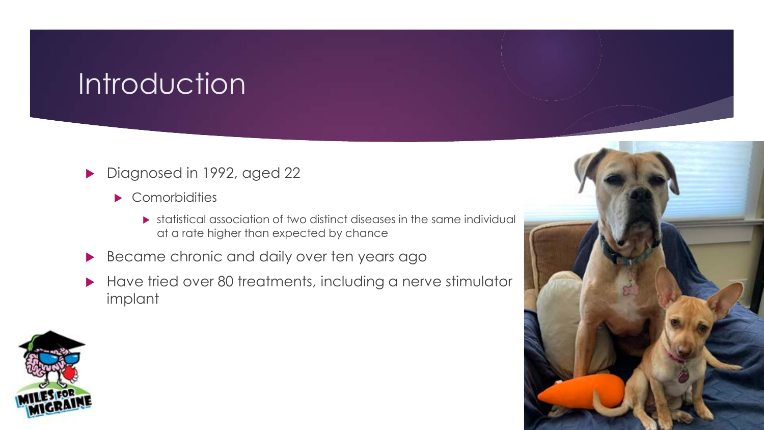# Introduction

- Diagnosed in 1992, aged 22
  - Comorbidities
    - statistical association of two distinct diseases in the same individual at a rate higher than expected by chance
- Became chronic and daily over ten years ago
- Have tried over 80 treatments, including a nerve stimulator implant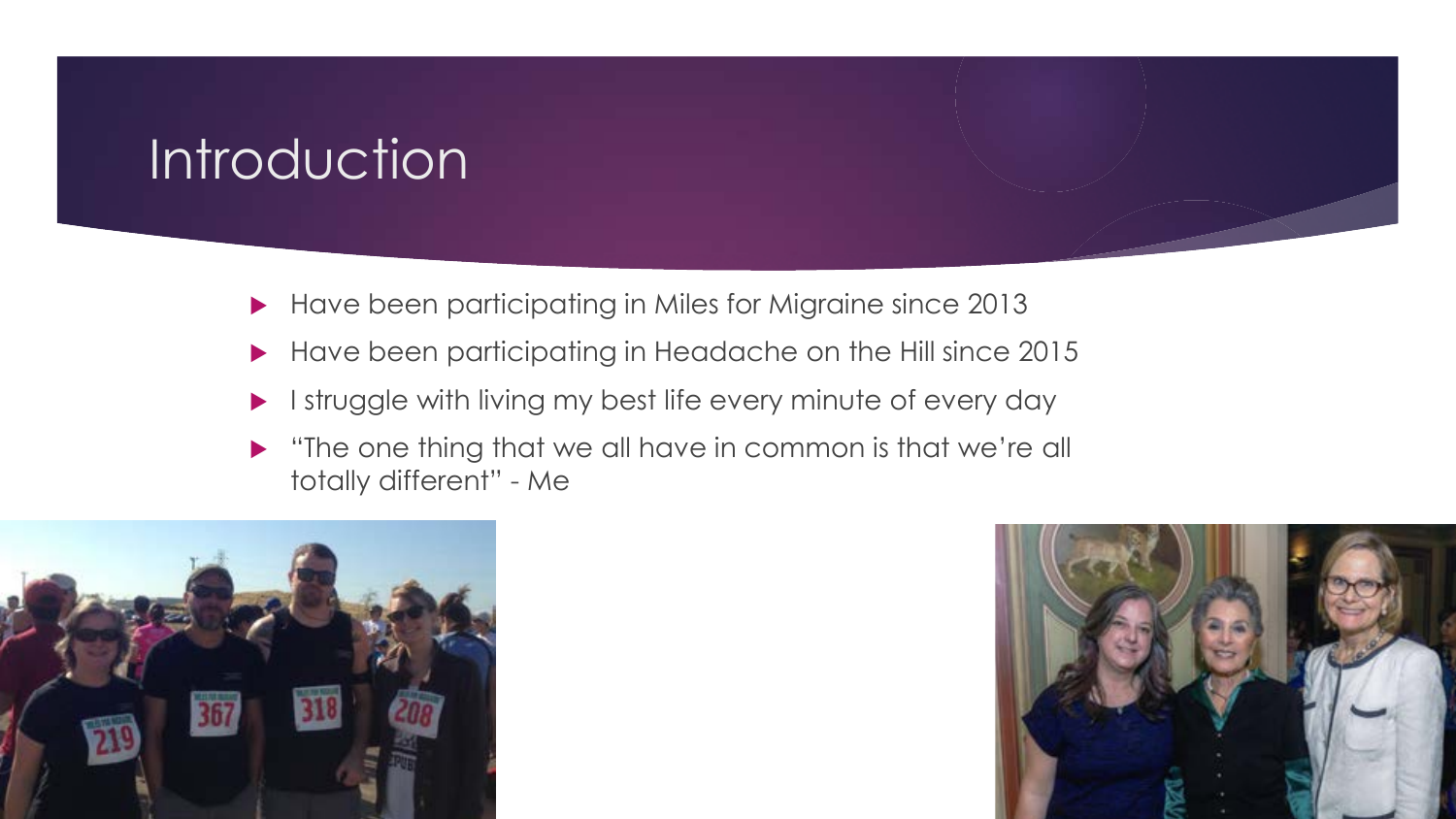# Introduction

- Have been participating in Miles for Migraine since 2013
- Have been participating in Headache on the Hill since 2015
- I struggle with living my best life every minute of every day
- "The one thing that we all have in common is that we're all totally different" - Me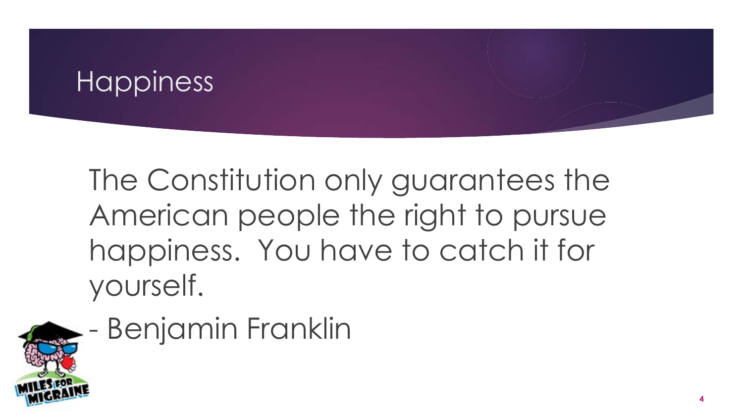# Happiness

The Constitution only guarantees the American people the right to pursue happiness. You have to catch it for yourself.

- Benjamin Franklin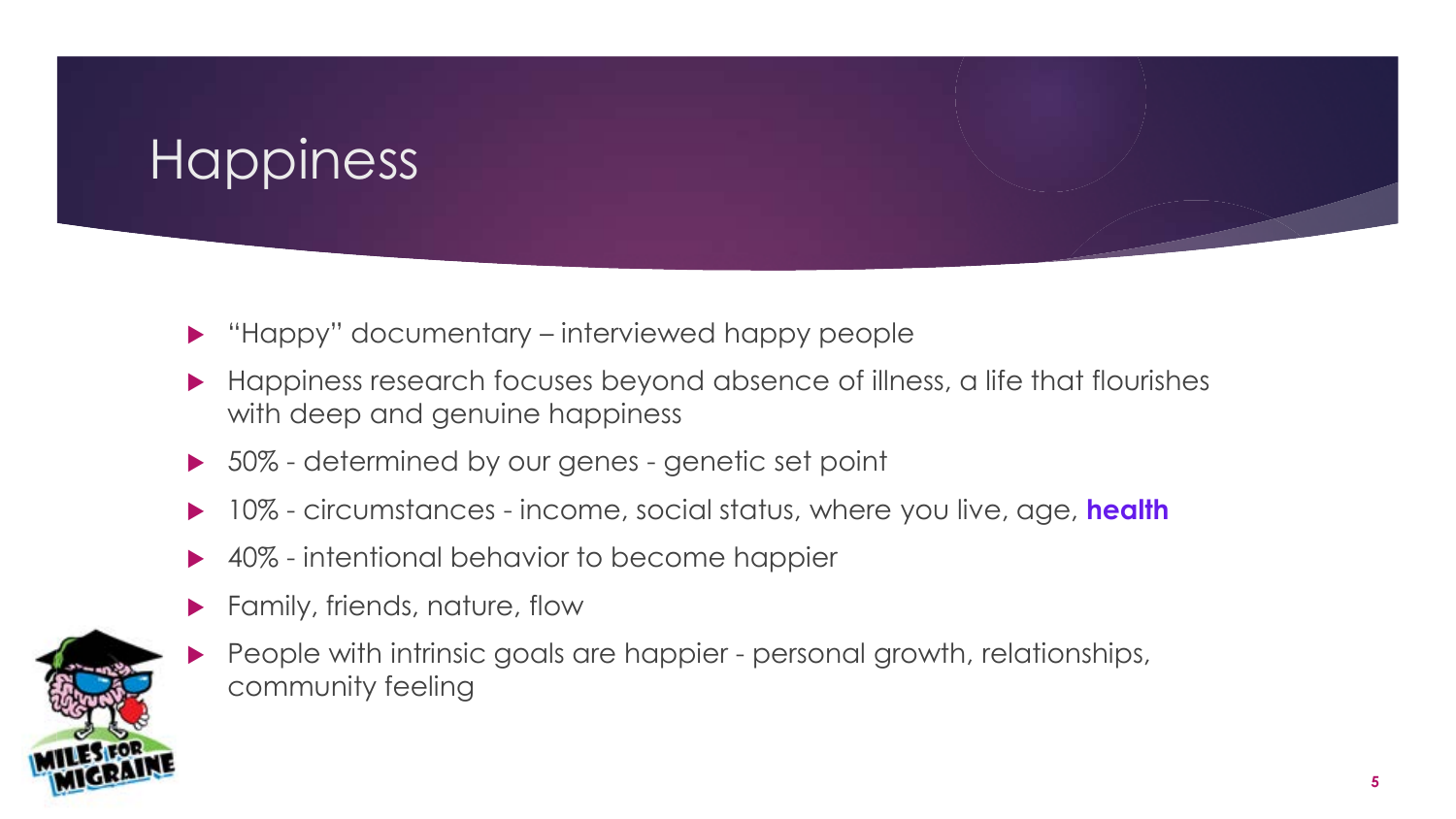# Happiness

- "Happy" documentary – interviewed happy people
- Happiness research focuses beyond absence of illness, a life that flourishes with deep and genuine happiness
- 50% - determined by our genes - genetic set point
- 10% - circumstances - income, social status, where you live, age, **health**
- 40% - intentional behavior to become happier
- Family, friends, nature, flow
- People with intrinsic goals are happier - personal growth, relationships, community feeling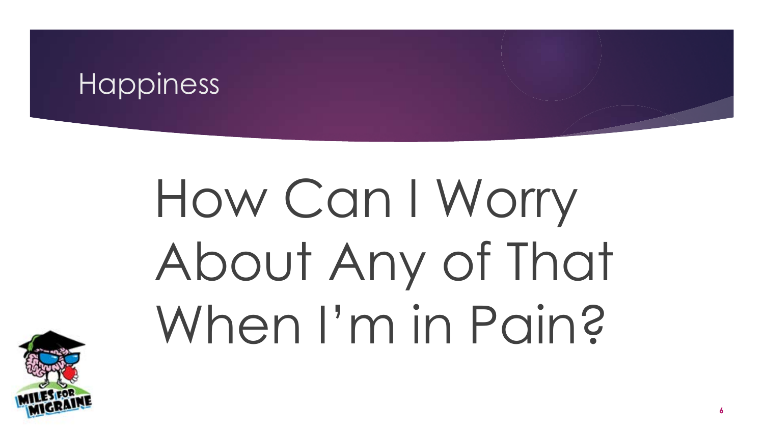# Happiness

## How Can I Worry About Any of That When I'm in Pain?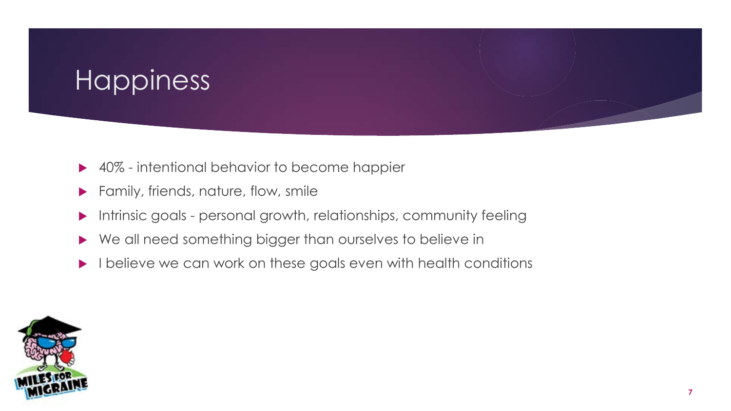# Happiness

- 40% - intentional behavior to become happier
- Family, friends, nature, flow, smile
- Intrinsic goals - personal growth, relationships, community feeling
- We all need something bigger than ourselves to believe in
- I believe we can work on these goals even with health conditions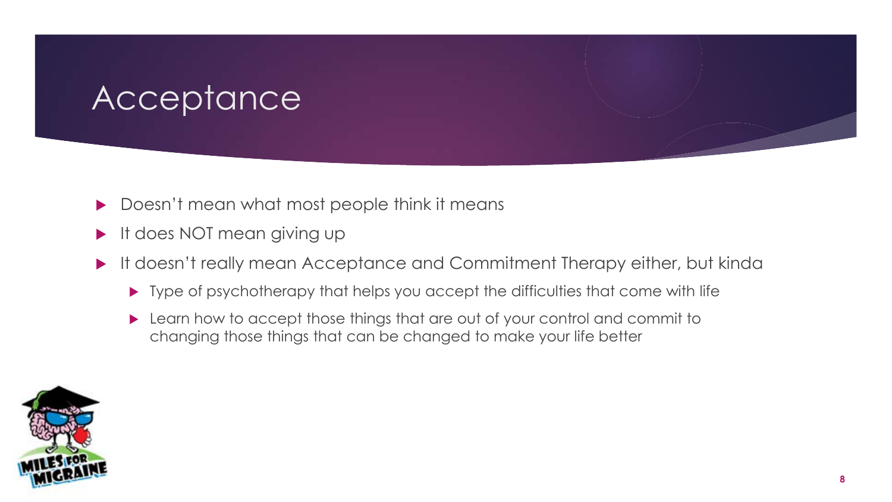# Acceptance

- Doesn't mean what most people think it means
- It does NOT mean giving up
- It doesn't really mean Acceptance and Commitment Therapy either, but kinda
  - Type of psychotherapy that helps you accept the difficulties that come with life
  - Learn how to accept those things that are out of your control and commit to changing those things that can be changed to make your life better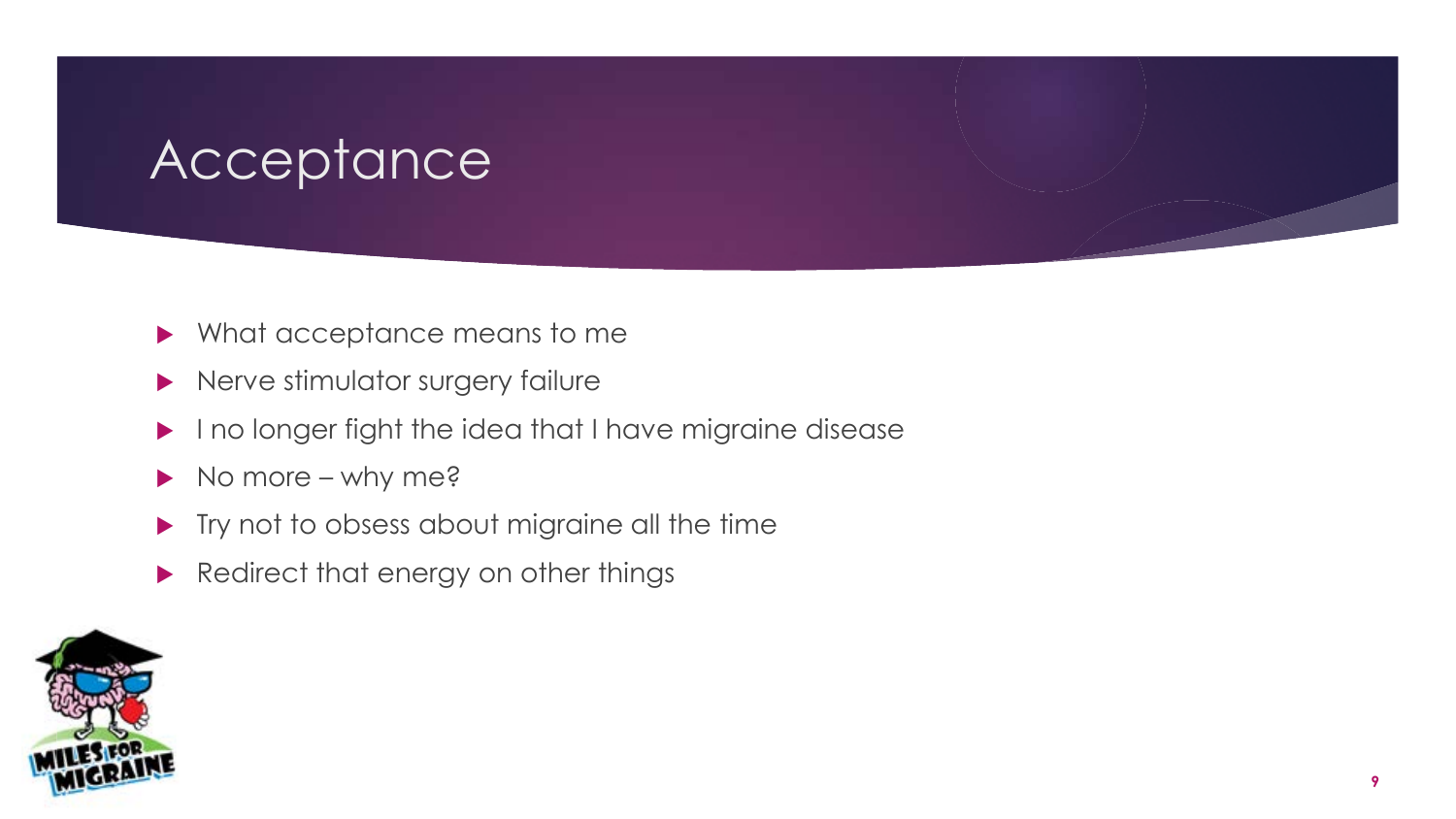# Acceptance

- What acceptance means to me
- Nerve stimulator surgery failure
- I no longer fight the idea that I have migraine disease
- No more – why me?
- Try not to obsess about migraine all the time
- Redirect that energy on other things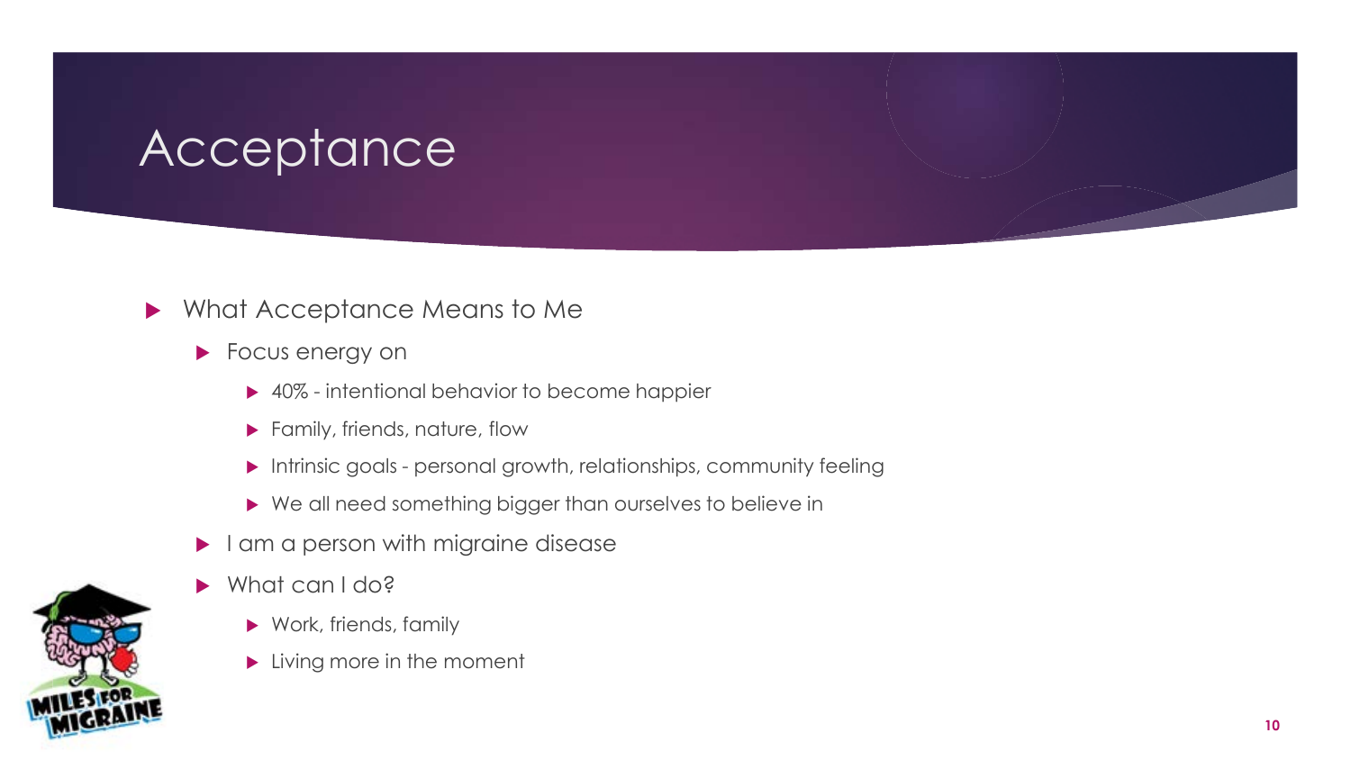# Acceptance

- What Acceptance Means to Me
  - Focus energy on
    - 40% - intentional behavior to become happier
    - Family, friends, nature, flow
    - Intrinsic goals - personal growth, relationships, community feeling
    - We all need something bigger than ourselves to believe in
  - I am a person with migraine disease
  - What can I do?
    - Work, friends, family
    - Living more in the moment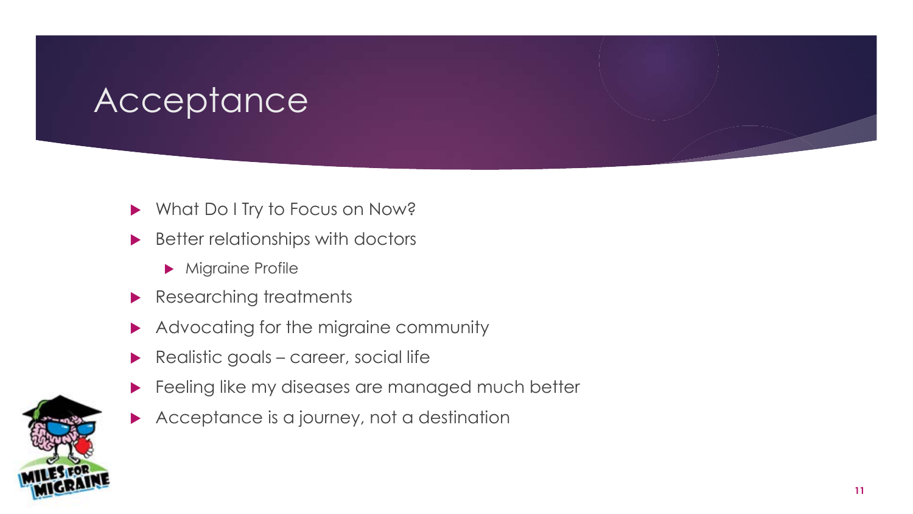# Acceptance

- What Do I Try to Focus on Now?
- Better relationships with doctors
  - Migraine Profile
- Researching treatments
- Advocating for the migraine community
- Realistic goals – career, social life
- Feeling like my diseases are managed much better
- Acceptance is a journey, not a destination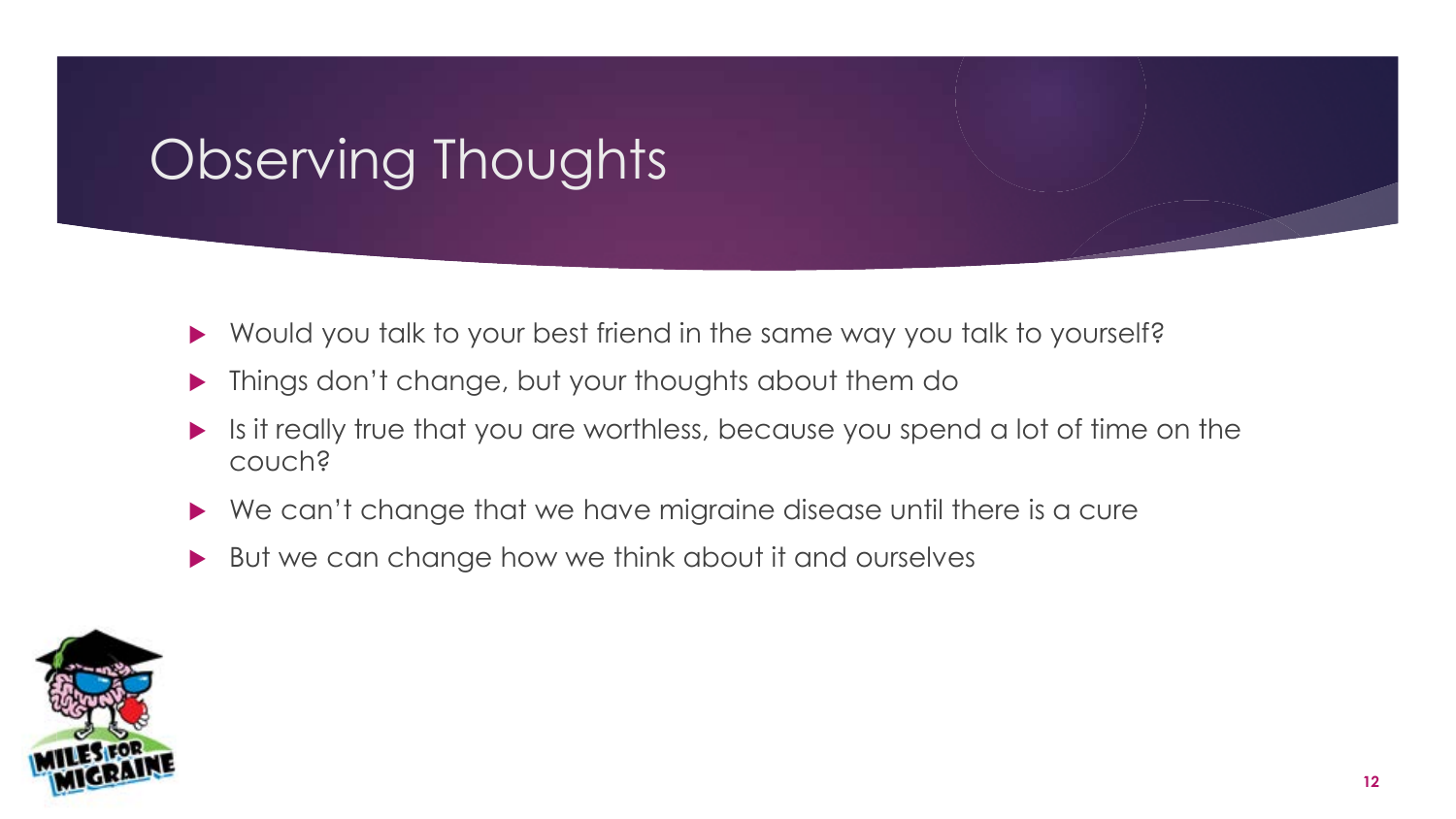# Observing Thoughts

- Would you talk to your best friend in the same way you talk to yourself?
- Things don't change, but your thoughts about them do
- Is it really true that you are worthless, because you spend a lot of time on the couch?
- We can't change that we have migraine disease until there is a cure
- But we can change how we think about it and ourselves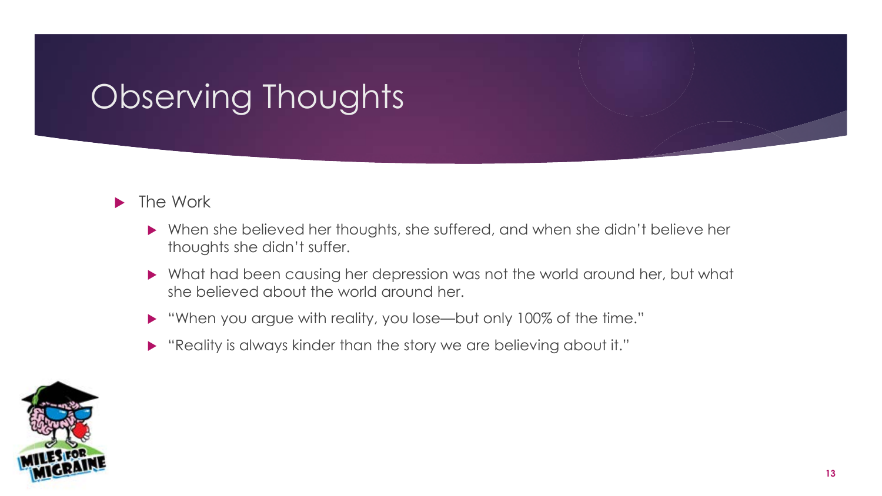# Observing Thoughts

- The Work
  - When she believed her thoughts, she suffered, and when she didn't believe her thoughts she didn't suffer.
  - What had been causing her depression was not the world around her, but what she believed about the world around her.
  - "When you argue with reality, you lose—but only 100% of the time."
  - "Reality is always kinder than the story we are believing about it."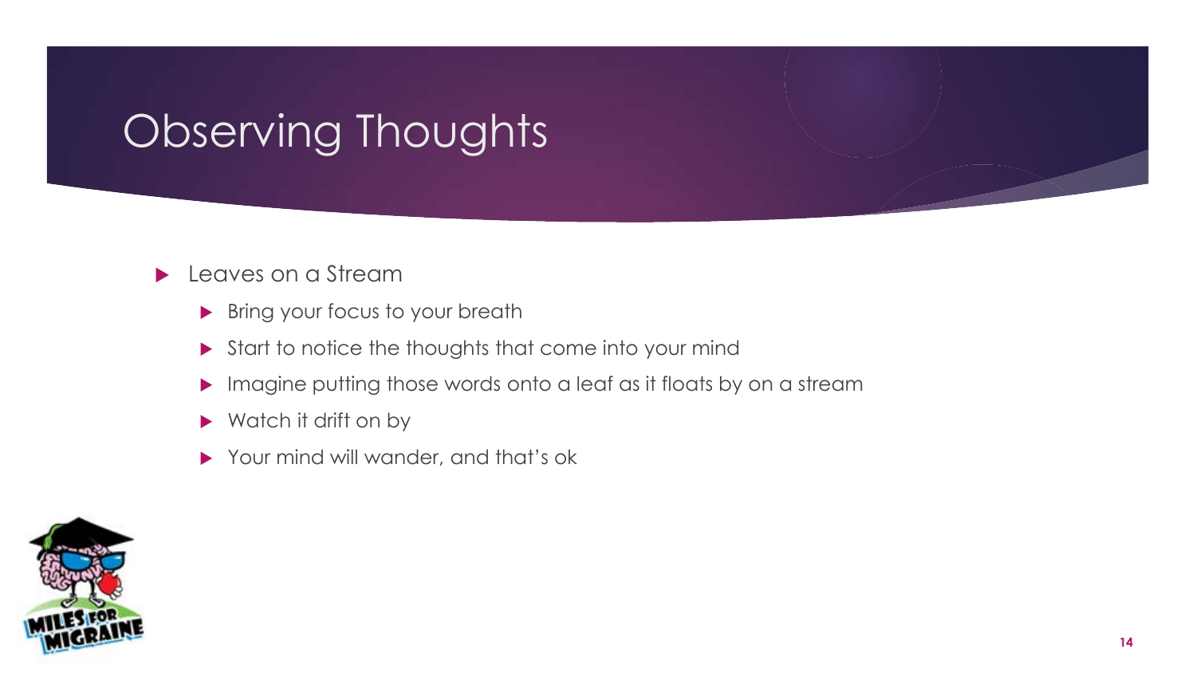# Observing Thoughts

- Leaves on a Stream
  - Bring your focus to your breath
  - Start to notice the thoughts that come into your mind
  - Imagine putting those words onto a leaf as it floats by on a stream
  - Watch it drift on by
  - Your mind will wander, and that's ok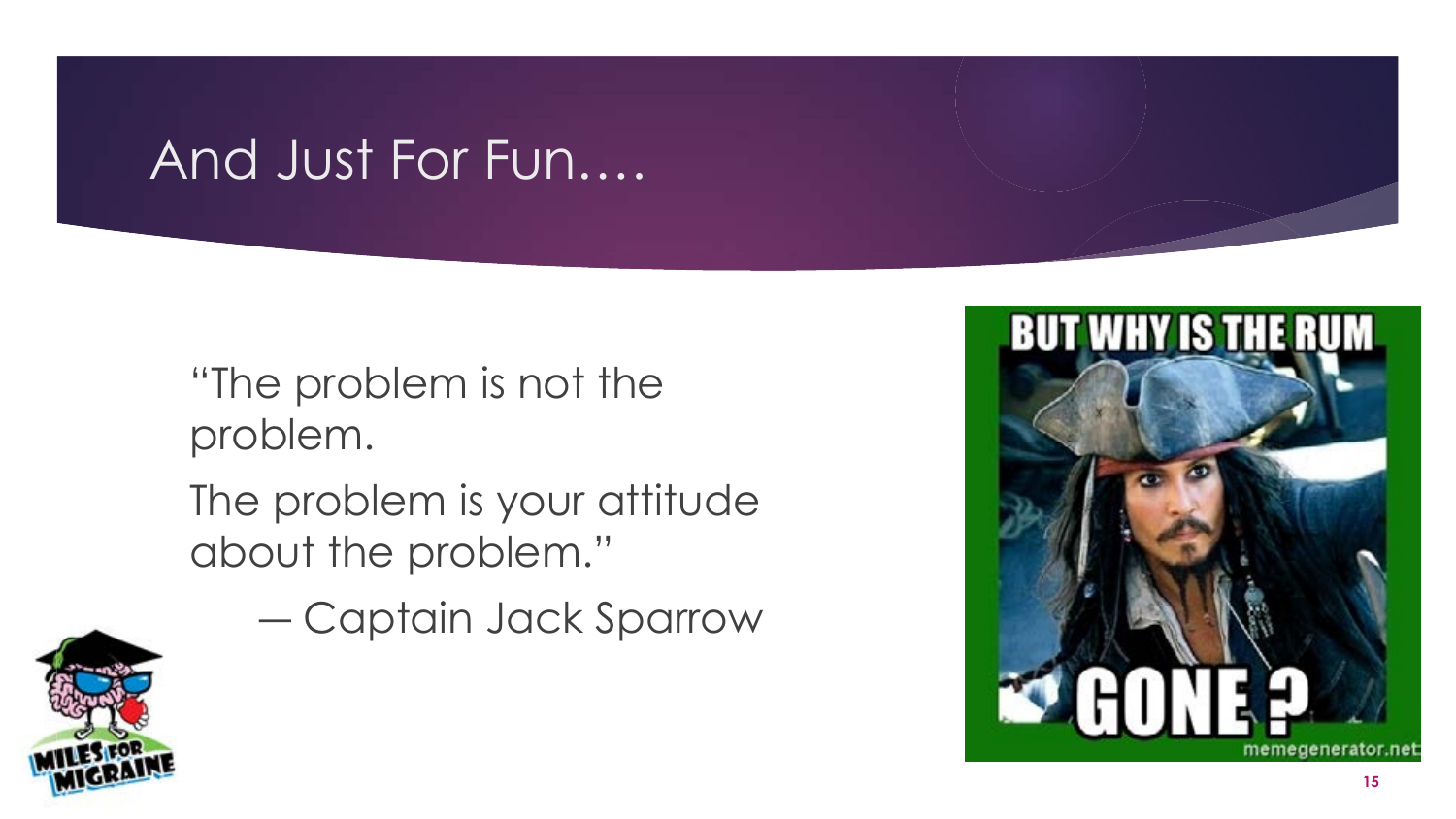# And Just For Fun….

"The problem is not the problem.

The problem is your attitude about the problem."

— Captain Jack Sparrow